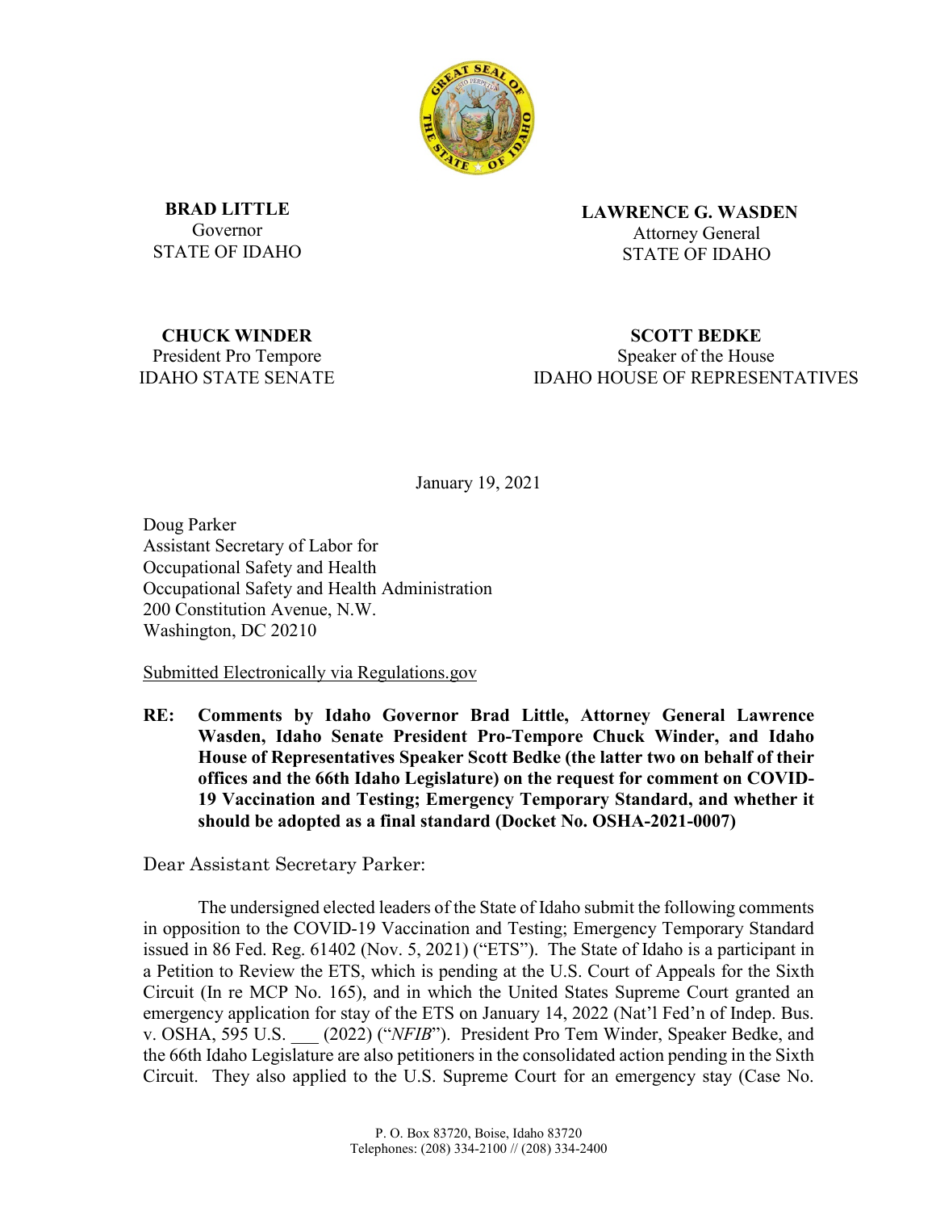**BRAD LITTLE**
Governor
STATE OF IDAHO

**LAWRENCE G. WASDEN**
Attorney General
STATE OF IDAHO

**CHUCK WINDER**
President Pro Tempore
IDAHO STATE SENATE

**SCOTT BEDKE**
Speaker of the House
IDAHO HOUSE OF REPRESENTATIVES

January 19, 2021

Doug Parker
Assistant Secretary of Labor for
Occupational Safety and Health
Occupational Safety and Health Administration
200 Constitution Avenue, N.W.
Washington, DC 20210

Submitted Electronically via Regulations.gov

**RE: Comments by Idaho Governor Brad Little, Attorney General Lawrence Wasden, Idaho Senate President Pro-Tempore Chuck Winder, and Idaho House of Representatives Speaker Scott Bedke (the latter two on behalf of their offices and the 66th Idaho Legislature) on the request for comment on COVID-19 Vaccination and Testing; Emergency Temporary Standard, and whether it should be adopted as a final standard (Docket No. OSHA-2021-0007)**

Dear Assistant Secretary Parker:

The undersigned elected leaders of the State of Idaho submit the following comments in opposition to the COVID-19 Vaccination and Testing; Emergency Temporary Standard issued in 86 Fed. Reg. 61402 (Nov. 5, 2021) ("ETS"). The State of Idaho is a participant in a Petition to Review the ETS, which is pending at the U.S. Court of Appeals for the Sixth Circuit (In re MCP No. 165), and in which the United States Supreme Court granted an emergency application for stay of the ETS on January 14, 2022 (Nat'l Fed'n of Indep. Bus. v. OSHA, 595 U.S. ___ (2022) ("*NFIB*"). President Pro Tem Winder, Speaker Bedke, and the 66th Idaho Legislature are also petitioners in the consolidated action pending in the Sixth Circuit. They also applied to the U.S. Supreme Court for an emergency stay (Case No.

P. O. Box 83720, Boise, Idaho 83720
Telephones: (208) 334-2100 // (208) 334-2400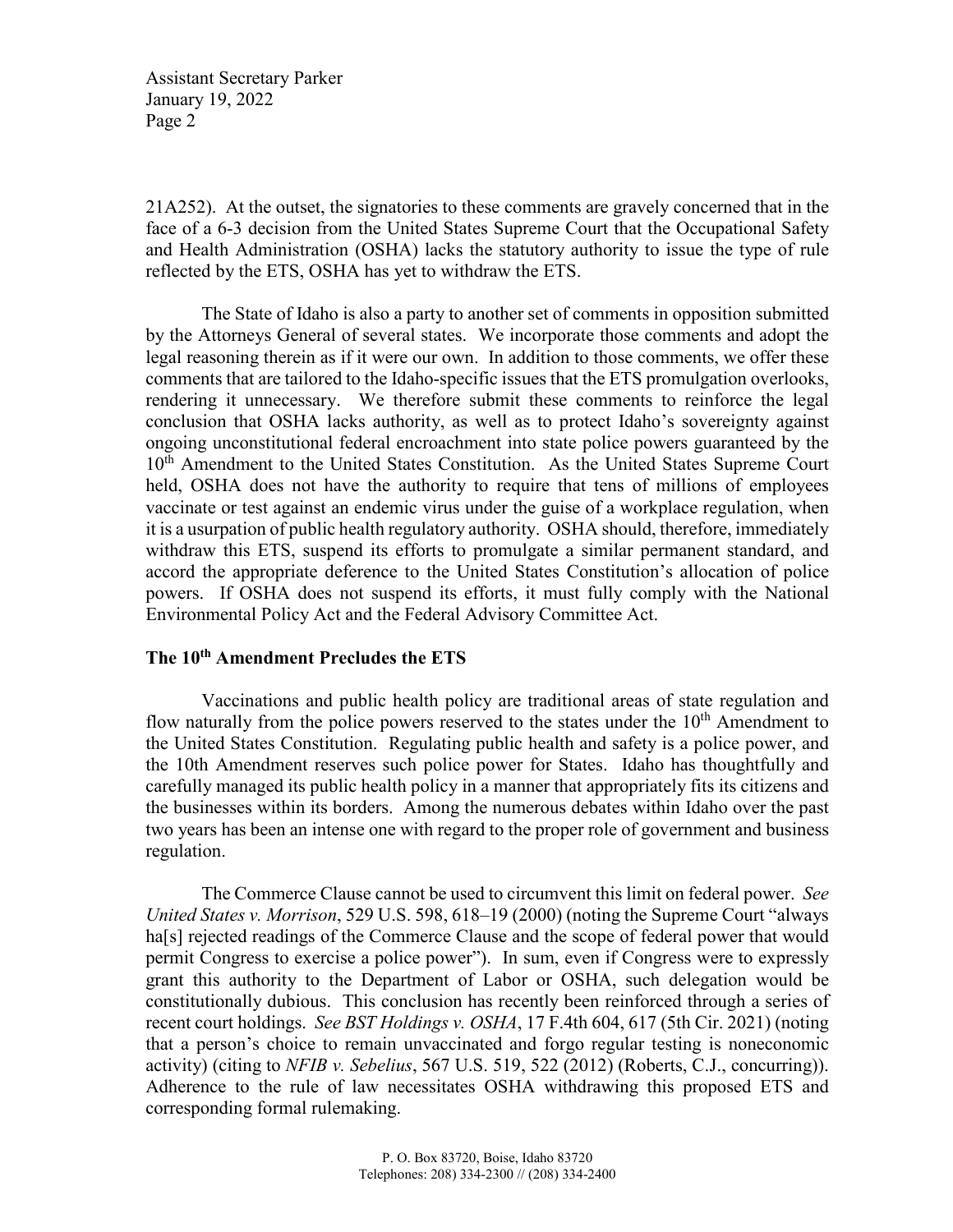21A252). At the outset, the signatories to these comments are gravely concerned that in the face of a 6-3 decision from the United States Supreme Court that the Occupational Safety and Health Administration (OSHA) lacks the statutory authority to issue the type of rule reflected by the ETS, OSHA has yet to withdraw the ETS.

The State of Idaho is also a party to another set of comments in opposition submitted by the Attorneys General of several states. We incorporate those comments and adopt the legal reasoning therein as if it were our own. In addition to those comments, we offer these comments that are tailored to the Idaho-specific issues that the ETS promulgation overlooks, rendering it unnecessary. We therefore submit these comments to reinforce the legal conclusion that OSHA lacks authority, as well as to protect Idaho's sovereignty against ongoing unconstitutional federal encroachment into state police powers guaranteed by the 10th Amendment to the United States Constitution. As the United States Supreme Court held, OSHA does not have the authority to require that tens of millions of employees vaccinate or test against an endemic virus under the guise of a workplace regulation, when it is a usurpation of public health regulatory authority. OSHA should, therefore, immediately withdraw this ETS, suspend its efforts to promulgate a similar permanent standard, and accord the appropriate deference to the United States Constitution's allocation of police powers. If OSHA does not suspend its efforts, it must fully comply with the National Environmental Policy Act and the Federal Advisory Committee Act.

## The 10th Amendment Precludes the ETS

Vaccinations and public health policy are traditional areas of state regulation and flow naturally from the police powers reserved to the states under the 10th Amendment to the United States Constitution. Regulating public health and safety is a police power, and the 10th Amendment reserves such police power for States. Idaho has thoughtfully and carefully managed its public health policy in a manner that appropriately fits its citizens and the businesses within its borders. Among the numerous debates within Idaho over the past two years has been an intense one with regard to the proper role of government and business regulation.

The Commerce Clause cannot be used to circumvent this limit on federal power. *See United States v. Morrison*, 529 U.S. 598, 618–19 (2000) (noting the Supreme Court "always ha[s] rejected readings of the Commerce Clause and the scope of federal power that would permit Congress to exercise a police power"). In sum, even if Congress were to expressly grant this authority to the Department of Labor or OSHA, such delegation would be constitutionally dubious. This conclusion has recently been reinforced through a series of recent court holdings. *See BST Holdings v. OSHA*, 17 F.4th 604, 617 (5th Cir. 2021) (noting that a person's choice to remain unvaccinated and forgo regular testing is noneconomic activity) (citing to *NFIB v. Sebelius*, 567 U.S. 519, 522 (2012) (Roberts, C.J., concurring)). Adherence to the rule of law necessitates OSHA withdrawing this proposed ETS and corresponding formal rulemaking.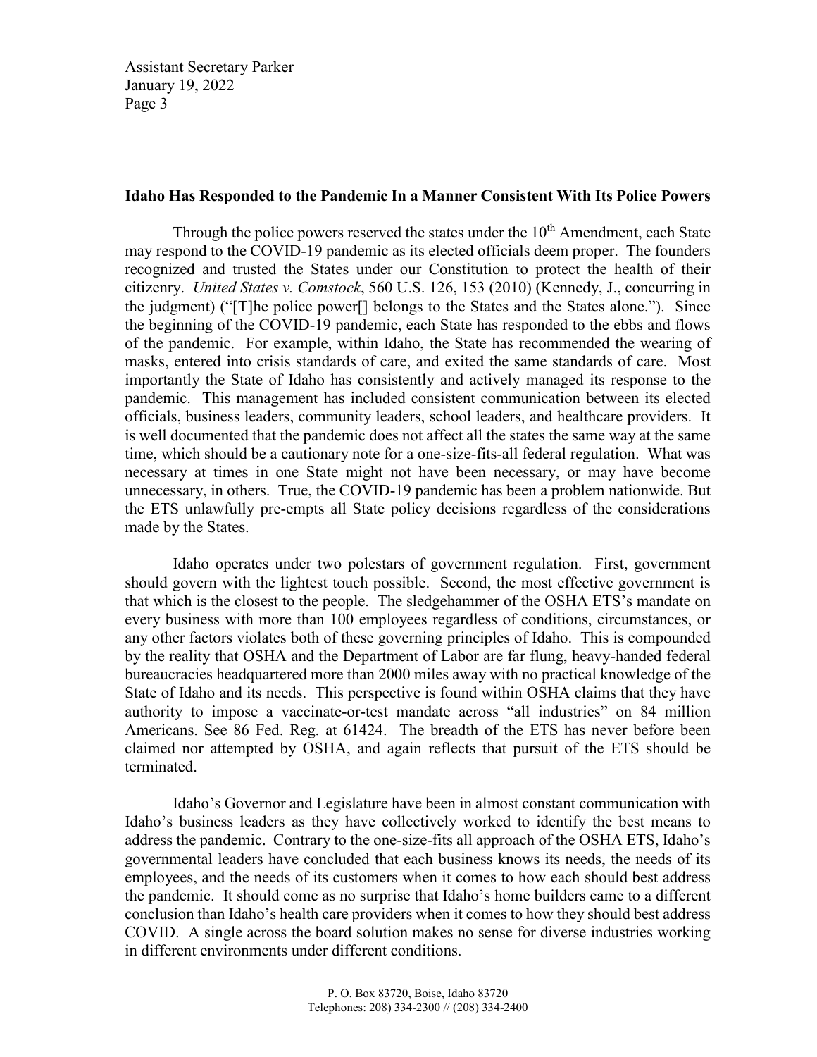**Idaho Has Responded to the Pandemic In a Manner Consistent With Its Police Powers**

Through the police powers reserved the states under the 10th Amendment, each State may respond to the COVID-19 pandemic as its elected officials deem proper. The founders recognized and trusted the States under our Constitution to protect the health of their citizenry. *United States v. Comstock*, 560 U.S. 126, 153 (2010) (Kennedy, J., concurring in the judgment) ("[T]he police power[] belongs to the States and the States alone."). Since the beginning of the COVID-19 pandemic, each State has responded to the ebbs and flows of the pandemic. For example, within Idaho, the State has recommended the wearing of masks, entered into crisis standards of care, and exited the same standards of care. Most importantly the State of Idaho has consistently and actively managed its response to the pandemic. This management has included consistent communication between its elected officials, business leaders, community leaders, school leaders, and healthcare providers. It is well documented that the pandemic does not affect all the states the same way at the same time, which should be a cautionary note for a one-size-fits-all federal regulation. What was necessary at times in one State might not have been necessary, or may have become unnecessary, in others. True, the COVID-19 pandemic has been a problem nationwide. But the ETS unlawfully pre-empts all State policy decisions regardless of the considerations made by the States.

Idaho operates under two polestars of government regulation. First, government should govern with the lightest touch possible. Second, the most effective government is that which is the closest to the people. The sledgehammer of the OSHA ETS's mandate on every business with more than 100 employees regardless of conditions, circumstances, or any other factors violates both of these governing principles of Idaho. This is compounded by the reality that OSHA and the Department of Labor are far flung, heavy-handed federal bureaucracies headquartered more than 2000 miles away with no practical knowledge of the State of Idaho and its needs. This perspective is found within OSHA claims that they have authority to impose a vaccinate-or-test mandate across "all industries" on 84 million Americans. See 86 Fed. Reg. at 61424. The breadth of the ETS has never before been claimed nor attempted by OSHA, and again reflects that pursuit of the ETS should be terminated.

Idaho's Governor and Legislature have been in almost constant communication with Idaho's business leaders as they have collectively worked to identify the best means to address the pandemic. Contrary to the one-size-fits all approach of the OSHA ETS, Idaho's governmental leaders have concluded that each business knows its needs, the needs of its employees, and the needs of its customers when it comes to how each should best address the pandemic. It should come as no surprise that Idaho's home builders came to a different conclusion than Idaho's health care providers when it comes to how they should best address COVID. A single across the board solution makes no sense for diverse industries working in different environments under different conditions.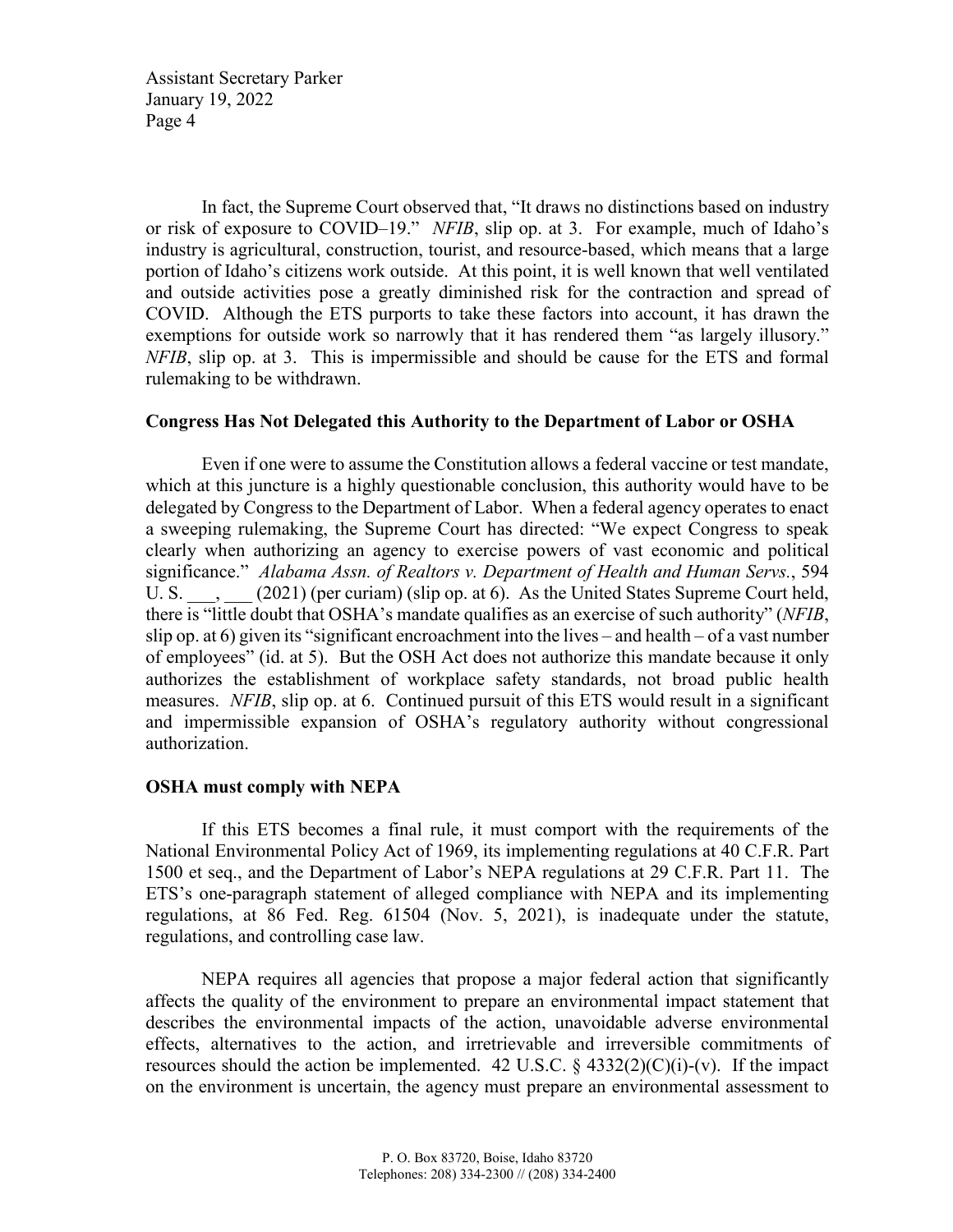In fact, the Supreme Court observed that, "It draws no distinctions based on industry or risk of exposure to COVID–19." *NFIB*, slip op. at 3. For example, much of Idaho's industry is agricultural, construction, tourist, and resource-based, which means that a large portion of Idaho's citizens work outside. At this point, it is well known that well ventilated and outside activities pose a greatly diminished risk for the contraction and spread of COVID. Although the ETS purports to take these factors into account, it has drawn the exemptions for outside work so narrowly that it has rendered them "as largely illusory." *NFIB*, slip op. at 3. This is impermissible and should be cause for the ETS and formal rulemaking to be withdrawn.

**Congress Has Not Delegated this Authority to the Department of Labor or OSHA**

Even if one were to assume the Constitution allows a federal vaccine or test mandate, which at this juncture is a highly questionable conclusion, this authority would have to be delegated by Congress to the Department of Labor. When a federal agency operates to enact a sweeping rulemaking, the Supreme Court has directed: "We expect Congress to speak clearly when authorizing an agency to exercise powers of vast economic and political significance." *Alabama Assn. of Realtors v. Department of Health and Human Servs.*, 594 U. S. ___, ___ (2021) (per curiam) (slip op. at 6). As the United States Supreme Court held, there is "little doubt that OSHA's mandate qualifies as an exercise of such authority" (*NFIB*, slip op. at 6) given its "significant encroachment into the lives – and health – of a vast number of employees" (id. at 5). But the OSH Act does not authorize this mandate because it only authorizes the establishment of workplace safety standards, not broad public health measures. *NFIB*, slip op. at 6. Continued pursuit of this ETS would result in a significant and impermissible expansion of OSHA's regulatory authority without congressional authorization.

**OSHA must comply with NEPA**

If this ETS becomes a final rule, it must comport with the requirements of the National Environmental Policy Act of 1969, its implementing regulations at 40 C.F.R. Part 1500 et seq., and the Department of Labor's NEPA regulations at 29 C.F.R. Part 11. The ETS's one-paragraph statement of alleged compliance with NEPA and its implementing regulations, at 86 Fed. Reg. 61504 (Nov. 5, 2021), is inadequate under the statute, regulations, and controlling case law.

NEPA requires all agencies that propose a major federal action that significantly affects the quality of the environment to prepare an environmental impact statement that describes the environmental impacts of the action, unavoidable adverse environmental effects, alternatives to the action, and irretrievable and irreversible commitments of resources should the action be implemented. 42 U.S.C. § 4332(2)(C)(i)-(v). If the impact on the environment is uncertain, the agency must prepare an environmental assessment to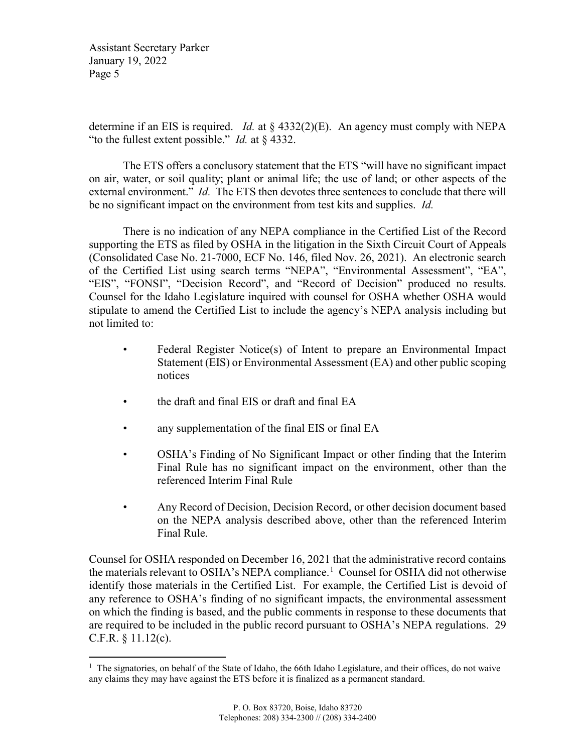determine if an EIS is required. *Id.* at § 4332(2)(E). An agency must comply with NEPA "to the fullest extent possible." *Id.* at § 4332.

The ETS offers a conclusory statement that the ETS "will have no significant impact on air, water, or soil quality; plant or animal life; the use of land; or other aspects of the external environment." *Id.* The ETS then devotes three sentences to conclude that there will be no significant impact on the environment from test kits and supplies. *Id.*

There is no indication of any NEPA compliance in the Certified List of the Record supporting the ETS as filed by OSHA in the litigation in the Sixth Circuit Court of Appeals (Consolidated Case No. 21-7000, ECF No. 146, filed Nov. 26, 2021). An electronic search of the Certified List using search terms "NEPA", "Environmental Assessment", "EA", "EIS", "FONSI", "Decision Record", and "Record of Decision" produced no results. Counsel for the Idaho Legislature inquired with counsel for OSHA whether OSHA would stipulate to amend the Certified List to include the agency's NEPA analysis including but not limited to:

- Federal Register Notice(s) of Intent to prepare an Environmental Impact Statement (EIS) or Environmental Assessment (EA) and other public scoping notices
- the draft and final EIS or draft and final EA
- any supplementation of the final EIS or final EA
- OSHA's Finding of No Significant Impact or other finding that the Interim Final Rule has no significant impact on the environment, other than the referenced Interim Final Rule
- Any Record of Decision, Decision Record, or other decision document based on the NEPA analysis described above, other than the referenced Interim Final Rule.

Counsel for OSHA responded on December 16, 2021 that the administrative record contains the materials relevant to OSHA's NEPA compliance.[1] Counsel for OSHA did not otherwise identify those materials in the Certified List. For example, the Certified List is devoid of any reference to OSHA's finding of no significant impacts, the environmental assessment on which the finding is based, and the public comments in response to these documents that are required to be included in the public record pursuant to OSHA's NEPA regulations. 29 C.F.R. § 11.12(c).

[1] The signatories, on behalf of the State of Idaho, the 66th Idaho Legislature, and their offices, do not waive any claims they may have against the ETS before it is finalized as a permanent standard.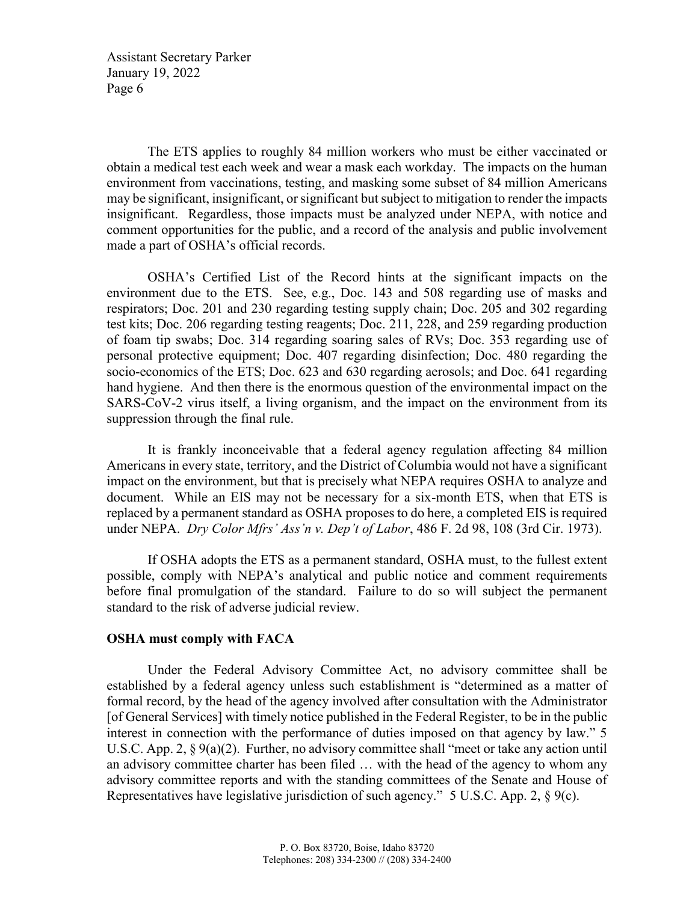The ETS applies to roughly 84 million workers who must be either vaccinated or obtain a medical test each week and wear a mask each workday. The impacts on the human environment from vaccinations, testing, and masking some subset of 84 million Americans may be significant, insignificant, or significant but subject to mitigation to render the impacts insignificant. Regardless, those impacts must be analyzed under NEPA, with notice and comment opportunities for the public, and a record of the analysis and public involvement made a part of OSHA's official records.

OSHA's Certified List of the Record hints at the significant impacts on the environment due to the ETS. See, e.g., Doc. 143 and 508 regarding use of masks and respirators; Doc. 201 and 230 regarding testing supply chain; Doc. 205 and 302 regarding test kits; Doc. 206 regarding testing reagents; Doc. 211, 228, and 259 regarding production of foam tip swabs; Doc. 314 regarding soaring sales of RVs; Doc. 353 regarding use of personal protective equipment; Doc. 407 regarding disinfection; Doc. 480 regarding the socio-economics of the ETS; Doc. 623 and 630 regarding aerosols; and Doc. 641 regarding hand hygiene. And then there is the enormous question of the environmental impact on the SARS-CoV-2 virus itself, a living organism, and the impact on the environment from its suppression through the final rule.

It is frankly inconceivable that a federal agency regulation affecting 84 million Americans in every state, territory, and the District of Columbia would not have a significant impact on the environment, but that is precisely what NEPA requires OSHA to analyze and document. While an EIS may not be necessary for a six-month ETS, when that ETS is replaced by a permanent standard as OSHA proposes to do here, a completed EIS is required under NEPA. *Dry Color Mfrs' Ass'n v. Dep't of Labor*, 486 F. 2d 98, 108 (3rd Cir. 1973).

If OSHA adopts the ETS as a permanent standard, OSHA must, to the fullest extent possible, comply with NEPA's analytical and public notice and comment requirements before final promulgation of the standard. Failure to do so will subject the permanent standard to the risk of adverse judicial review.

**OSHA must comply with FACA**

Under the Federal Advisory Committee Act, no advisory committee shall be established by a federal agency unless such establishment is "determined as a matter of formal record, by the head of the agency involved after consultation with the Administrator [of General Services] with timely notice published in the Federal Register, to be in the public interest in connection with the performance of duties imposed on that agency by law." 5 U.S.C. App. 2, § 9(a)(2). Further, no advisory committee shall "meet or take any action until an advisory committee charter has been filed … with the head of the agency to whom any advisory committee reports and with the standing committees of the Senate and House of Representatives have legislative jurisdiction of such agency." 5 U.S.C. App. 2, § 9(c).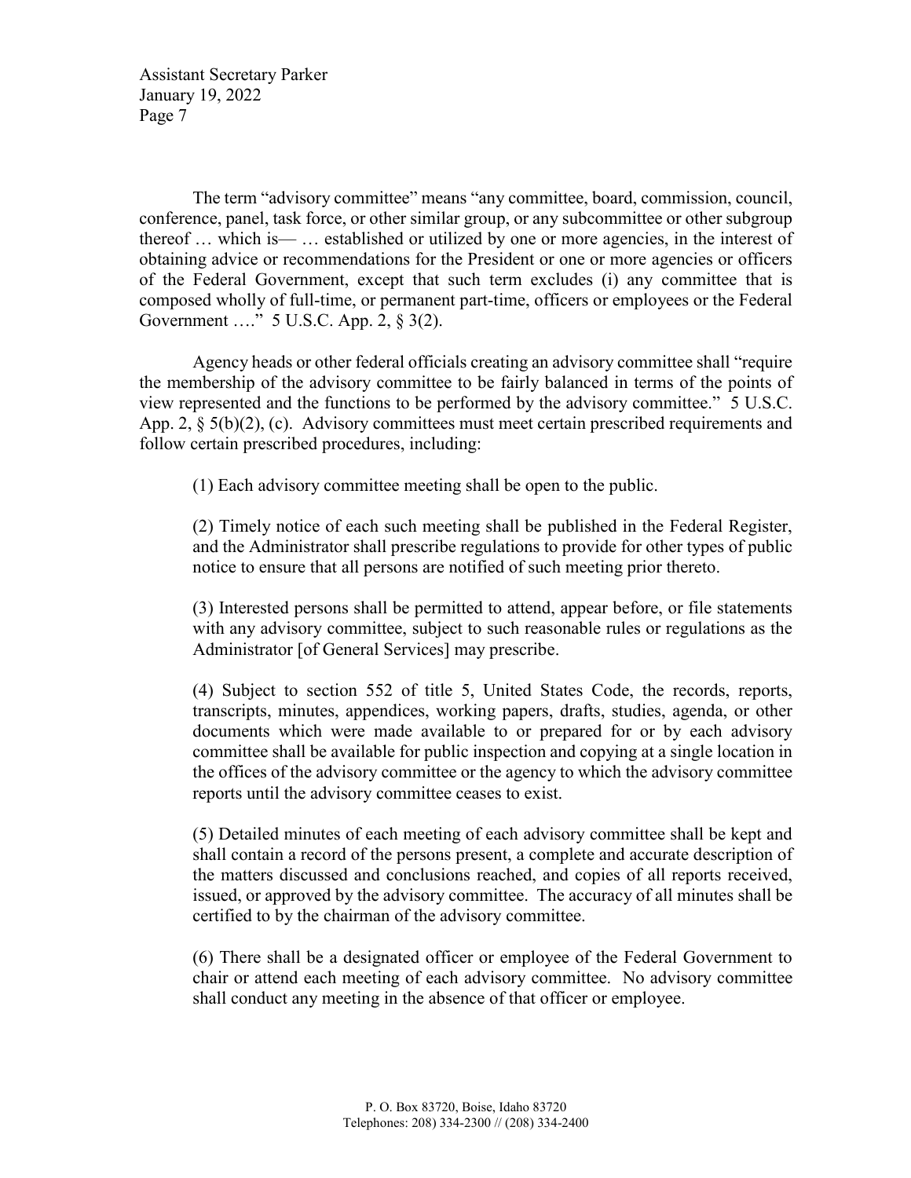The term "advisory committee" means "any committee, board, commission, council, conference, panel, task force, or other similar group, or any subcommittee or other subgroup thereof … which is— … established or utilized by one or more agencies, in the interest of obtaining advice or recommendations for the President or one or more agencies or officers of the Federal Government, except that such term excludes (i) any committee that is composed wholly of full-time, or permanent part-time, officers or employees or the Federal Government …." 5 U.S.C. App. 2, § 3(2).

Agency heads or other federal officials creating an advisory committee shall "require the membership of the advisory committee to be fairly balanced in terms of the points of view represented and the functions to be performed by the advisory committee." 5 U.S.C. App. 2, § 5(b)(2), (c). Advisory committees must meet certain prescribed requirements and follow certain prescribed procedures, including:

> (1) Each advisory committee meeting shall be open to the public.
>
> (2) Timely notice of each such meeting shall be published in the Federal Register, and the Administrator shall prescribe regulations to provide for other types of public notice to ensure that all persons are notified of such meeting prior thereto.
>
> (3) Interested persons shall be permitted to attend, appear before, or file statements with any advisory committee, subject to such reasonable rules or regulations as the Administrator [of General Services] may prescribe.
>
> (4) Subject to section 552 of title 5, United States Code, the records, reports, transcripts, minutes, appendices, working papers, drafts, studies, agenda, or other documents which were made available to or prepared for or by each advisory committee shall be available for public inspection and copying at a single location in the offices of the advisory committee or the agency to which the advisory committee reports until the advisory committee ceases to exist.
>
> (5) Detailed minutes of each meeting of each advisory committee shall be kept and shall contain a record of the persons present, a complete and accurate description of the matters discussed and conclusions reached, and copies of all reports received, issued, or approved by the advisory committee. The accuracy of all minutes shall be certified to by the chairman of the advisory committee.
>
> (6) There shall be a designated officer or employee of the Federal Government to chair or attend each meeting of each advisory committee. No advisory committee shall conduct any meeting in the absence of that officer or employee.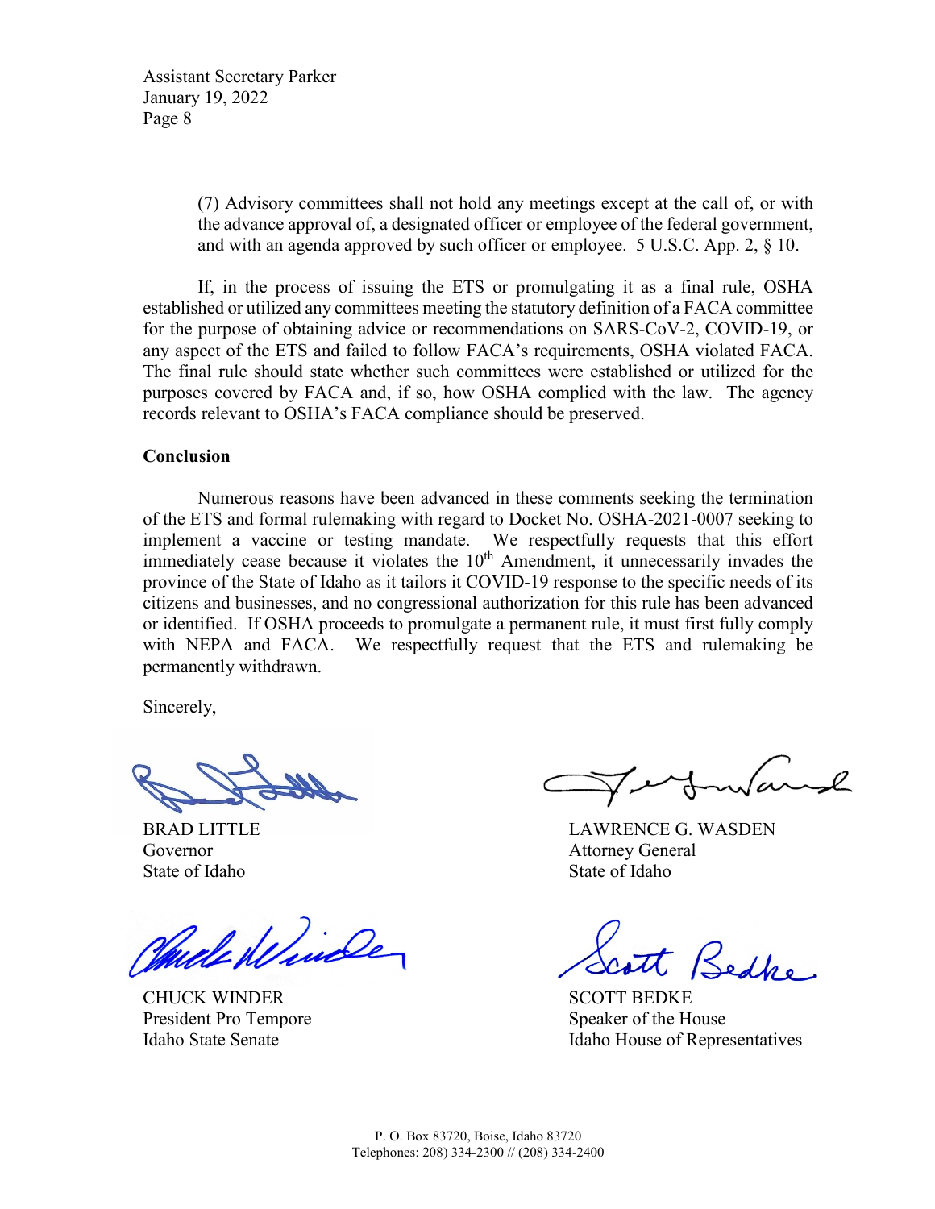(7) Advisory committees shall not hold any meetings except at the call of, or with the advance approval of, a designated officer or employee of the federal government, and with an agenda approved by such officer or employee. 5 U.S.C. App. 2, § 10.

If, in the process of issuing the ETS or promulgating it as a final rule, OSHA established or utilized any committees meeting the statutory definition of a FACA committee for the purpose of obtaining advice or recommendations on SARS-CoV-2, COVID-19, or any aspect of the ETS and failed to follow FACA's requirements, OSHA violated FACA. The final rule should state whether such committees were established or utilized for the purposes covered by FACA and, if so, how OSHA complied with the law. The agency records relevant to OSHA's FACA compliance should be preserved.

**Conclusion**

Numerous reasons have been advanced in these comments seeking the termination of the ETS and formal rulemaking with regard to Docket No. OSHA-2021-0007 seeking to implement a vaccine or testing mandate. We respectfully requests that this effort immediately cease because it violates the 10th Amendment, it unnecessarily invades the province of the State of Idaho as it tailors it COVID-19 response to the specific needs of its citizens and businesses, and no congressional authorization for this rule has been advanced or identified. If OSHA proceeds to promulgate a permanent rule, it must first fully comply with NEPA and FACA. We respectfully request that the ETS and rulemaking be permanently withdrawn.

Sincerely,

BRAD LITTLE
Governor
State of Idaho

LAWRENCE G. WASDEN
Attorney General
State of Idaho

CHUCK WINDER
President Pro Tempore
Idaho State Senate

SCOTT BEDKE
Speaker of the House
Idaho House of Representatives

P. O. Box 83720, Boise, Idaho 83720
Telephones: 208) 334-2300 // (208) 334-2400